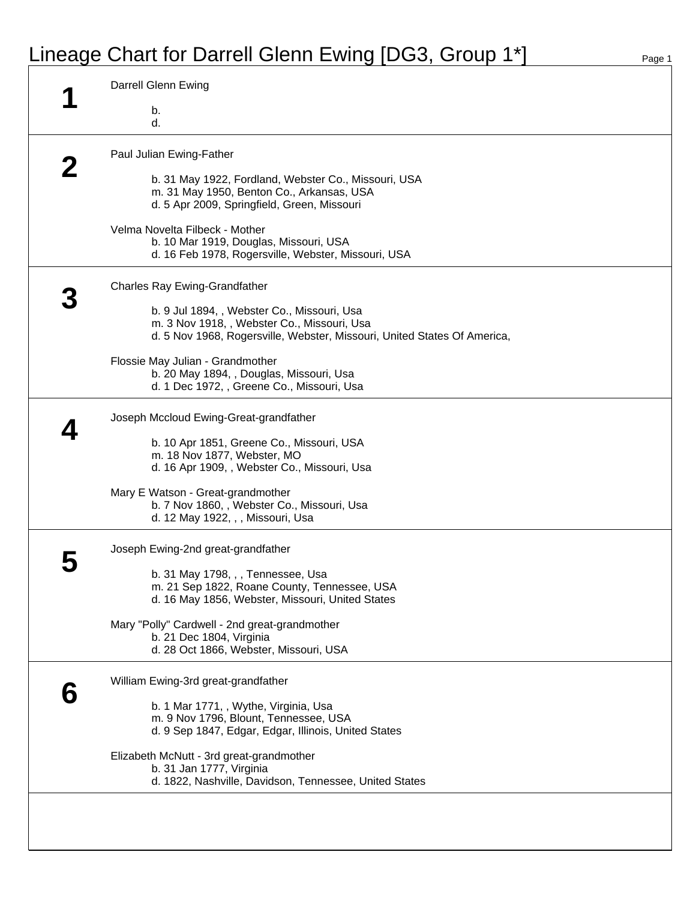# Lineage Chart for Darrell Glenn Ewing [DG3, Group 1*]

## 1

Darrell Glenn Ewing

b.
d.

## 2

Paul Julian Ewing-Father

b. 31 May 1922, Fordland, Webster Co., Missouri, USA
m. 31 May 1950, Benton Co., Arkansas, USA
d. 5 Apr 2009, Springfield, Green, Missouri

Velma Novelta Filbeck - Mother
b. 10 Mar 1919, Douglas, Missouri, USA
d. 16 Feb 1978, Rogersville, Webster, Missouri, USA

## 3

Charles Ray Ewing-Grandfather

b. 9 Jul 1894, , Webster Co., Missouri, Usa
m. 3 Nov 1918, , Webster Co., Missouri, Usa
d. 5 Nov 1968, Rogersville, Webster, Missouri, United States Of America,

Flossie May Julian - Grandmother
b. 20 May 1894, , Douglas, Missouri, Usa
d. 1 Dec 1972, , Greene Co., Missouri, Usa

## 4

Joseph Mccloud Ewing-Great-grandfather

b. 10 Apr 1851, Greene Co., Missouri, USA
m. 18 Nov 1877, Webster, MO
d. 16 Apr 1909, , Webster Co., Missouri, Usa

Mary E Watson - Great-grandmother
b. 7 Nov 1860, , Webster Co., Missouri, Usa
d. 12 May 1922, , , Missouri, Usa

## 5

Joseph Ewing-2nd great-grandfather

b. 31 May 1798, , , Tennessee, Usa
m. 21 Sep 1822, Roane County, Tennessee, USA
d. 16 May 1856, Webster, Missouri, United States

Mary "Polly" Cardwell - 2nd great-grandmother
b. 21 Dec 1804, Virginia
d. 28 Oct 1866, Webster, Missouri, USA

## 6

William Ewing-3rd great-grandfather

b. 1 Mar 1771, , Wythe, Virginia, Usa
m. 9 Nov 1796, Blount, Tennessee, USA
d. 9 Sep 1847, Edgar, Edgar, Illinois, United States

Elizabeth McNutt - 3rd great-grandmother
b. 31 Jan 1777, Virginia
d. 1822, Nashville, Davidson, Tennessee, United States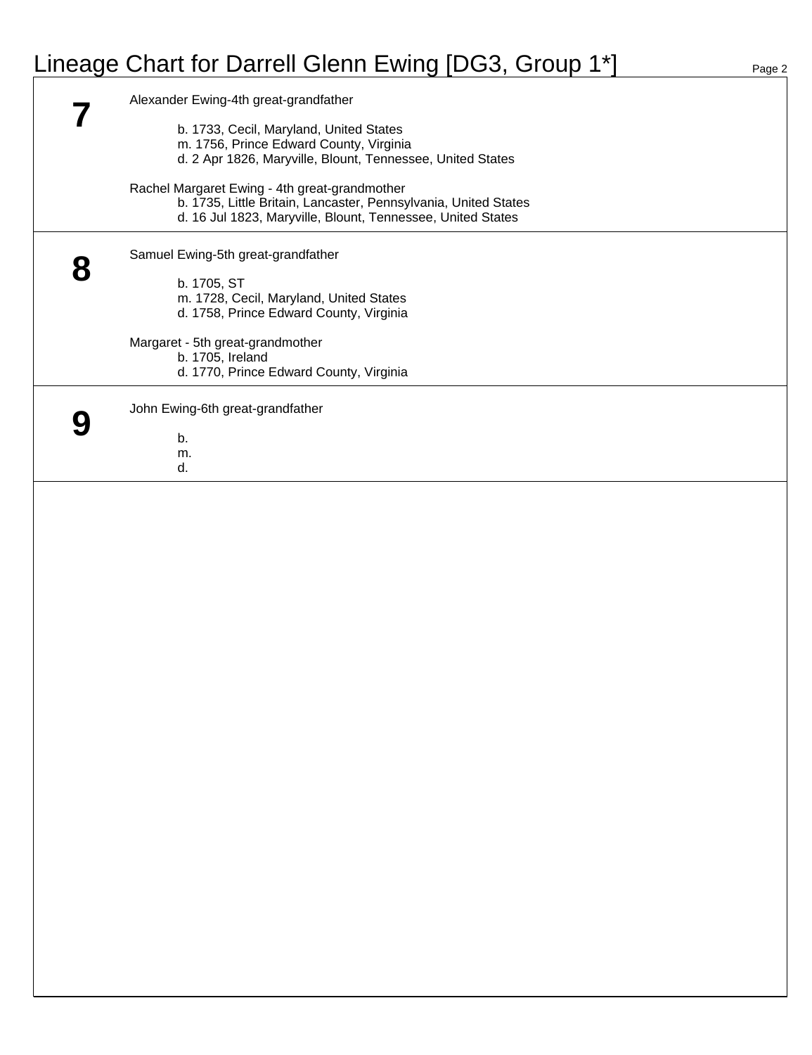# Lineage Chart for Darrell Glenn Ewing [DG3, Group 1*]

## 7

Alexander Ewing-4th great-grandfather

- b. 1733, Cecil, Maryland, United States
- m. 1756, Prince Edward County, Virginia
- d. 2 Apr 1826, Maryville, Blount, Tennessee, United States

Rachel Margaret Ewing - 4th great-grandmother

- b. 1735, Little Britain, Lancaster, Pennsylvania, United States
- d. 16 Jul 1823, Maryville, Blount, Tennessee, United States

## 8

Samuel Ewing-5th great-grandfather

- b. 1705, ST
- m. 1728, Cecil, Maryland, United States
- d. 1758, Prince Edward County, Virginia

Margaret - 5th great-grandmother

- b. 1705, Ireland
- d. 1770, Prince Edward County, Virginia

## 9

John Ewing-6th great-grandfather

- b.
- m.
- d.